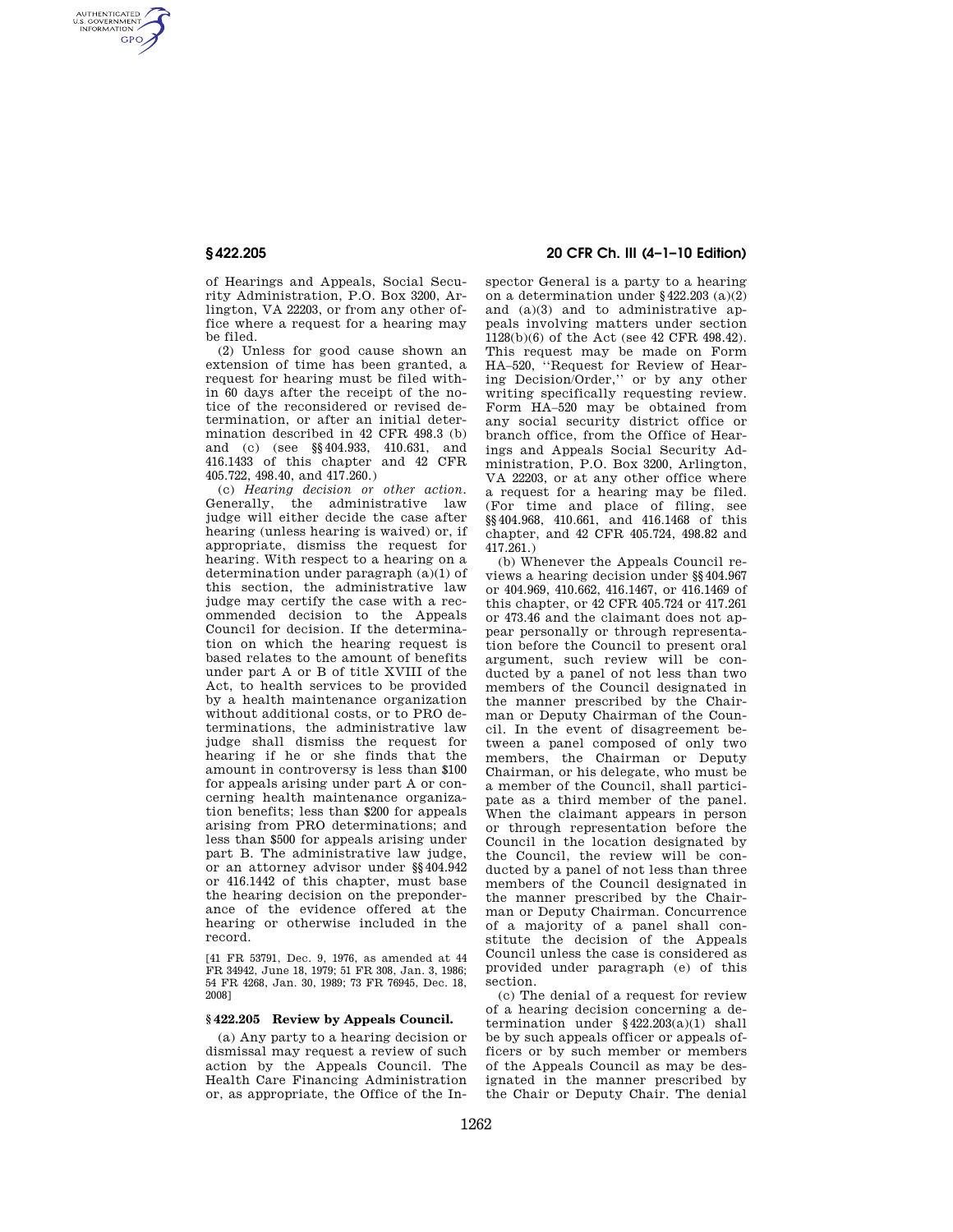of Hearings and Appeals, Social Security Administration, P.O. Box 3200, Arlington, VA 22203, or from any other office where a request for a hearing may be filed.

(2) Unless for good cause shown an extension of time has been granted, a request for hearing must be filed within 60 days after the receipt of the notice of the reconsidered or revised determination, or after an initial determination described in 42 CFR 498.3 (b) and (c) (see §§404.933, 410.631, and 416.1433 of this chapter and 42 CFR 405.722, 498.40, and 417.260.)

(c) *Hearing decision or other action.* Generally, the administrative law judge will either decide the case after hearing (unless hearing is waived) or, if appropriate, dismiss the request for hearing. With respect to a hearing on a determination under paragraph (a)(1) of this section, the administrative law judge may certify the case with a recommended decision to the Appeals Council for decision. If the determination on which the hearing request is based relates to the amount of benefits under part A or B of title XVIII of the Act, to health services to be provided by a health maintenance organization without additional costs, or to PRO determinations, the administrative law judge shall dismiss the request for hearing if he or she finds that the amount in controversy is less than $100 for appeals arising under part A or concerning health maintenance organization benefits; less than $200 for appeals arising from PRO determinations; and less than $500 for appeals arising under part B. The administrative law judge, or an attorney advisor under §§404.942 or 416.1442 of this chapter, must base the hearing decision on the preponderance of the evidence offered at the hearing or otherwise included in the record.

[41 FR 53791, Dec. 9, 1976, as amended at 44 FR 34942, June 18, 1979; 51 FR 308, Jan. 3, 1986; 54 FR 4268, Jan. 30, 1989; 73 FR 76945, Dec. 18, 2008]

## §422.205 Review by Appeals Council.

(a) Any party to a hearing decision or dismissal may request a review of such action by the Appeals Council. The Health Care Financing Administration or, as appropriate, the Office of the Inspector General is a party to a hearing on a determination under §422.203 (a)(2) and (a)(3) and to administrative appeals involving matters under section 1128(b)(6) of the Act (see 42 CFR 498.42). This request may be made on Form HA–520, "Request for Review of Hearing Decision/Order," or by any other writing specifically requesting review. Form HA–520 may be obtained from any social security district office or branch office, from the Office of Hearings and Appeals Social Security Administration, P.O. Box 3200, Arlington, VA 22203, or at any other office where a request for a hearing may be filed. (For time and place of filing, see §§404.968, 410.661, and 416.1468 of this chapter, and 42 CFR 405.724, 498.82 and 417.261.)

(b) Whenever the Appeals Council reviews a hearing decision under §§404.967 or 404.969, 410.662, 416.1467, or 416.1469 of this chapter, or 42 CFR 405.724 or 417.261 or 473.46 and the claimant does not appear personally or through representation before the Council to present oral argument, such review will be conducted by a panel of not less than two members of the Council designated in the manner prescribed by the Chairman or Deputy Chairman of the Council. In the event of disagreement between a panel composed of only two members, the Chairman or Deputy Chairman, or his delegate, who must be a member of the Council, shall participate as a third member of the panel. When the claimant appears in person or through representation before the Council in the location designated by the Council, the review will be conducted by a panel of not less than three members of the Council designated in the manner prescribed by the Chairman or Deputy Chairman. Concurrence of a majority of a panel shall constitute the decision of the Appeals Council unless the case is considered as provided under paragraph (e) of this section.

(c) The denial of a request for review of a hearing decision concerning a determination under §422.203(a)(1) shall be by such appeals officer or appeals officers or by such member or members of the Appeals Council as may be designated in the manner prescribed by the Chair or Deputy Chair. The denial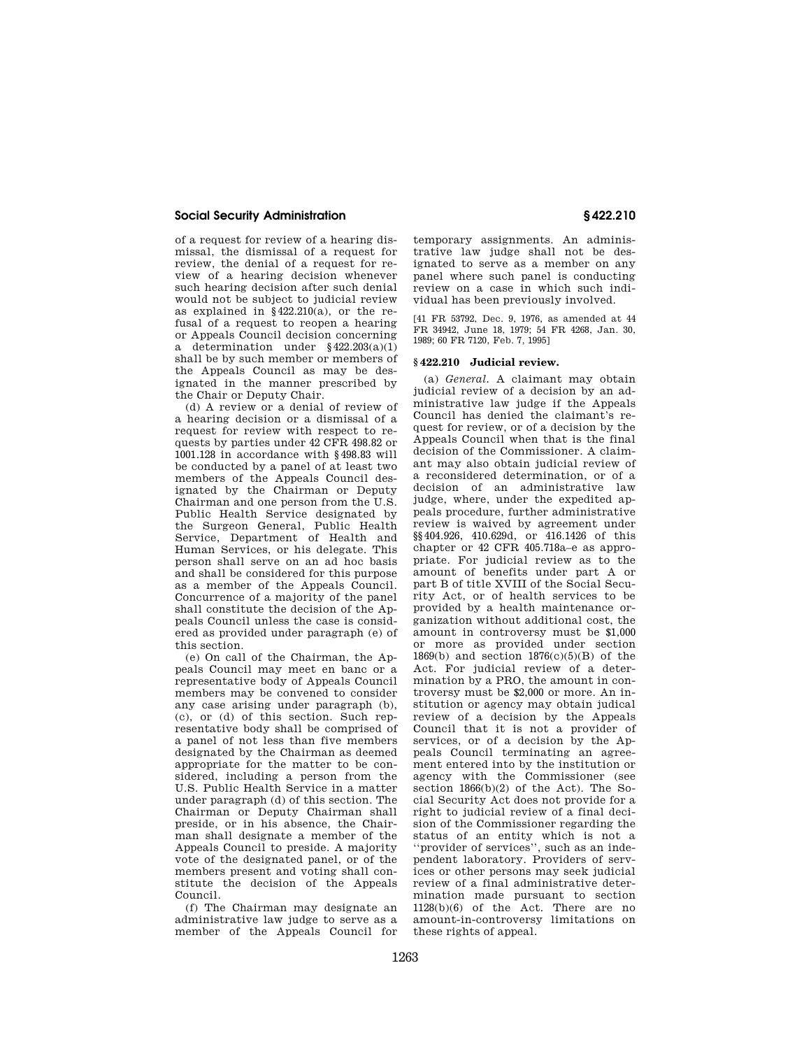of a request for review of a hearing dismissal, the dismissal of a request for review, the denial of a request for review of a hearing decision whenever such hearing decision after such denial would not be subject to judicial review as explained in §422.210(a), or the refusal of a request to reopen a hearing or Appeals Council decision concerning a determination under §422.203(a)(1) shall be by such member or members of the Appeals Council as may be designated in the manner prescribed by the Chair or Deputy Chair.

(d) A review or a denial of review of a hearing decision or a dismissal of a request for review with respect to requests by parties under 42 CFR 498.82 or 1001.128 in accordance with §498.83 will be conducted by a panel of at least two members of the Appeals Council designated by the Chairman or Deputy Chairman and one person from the U.S. Public Health Service designated by the Surgeon General, Public Health Service, Department of Health and Human Services, or his delegate. This person shall serve on an ad hoc basis and shall be considered for this purpose as a member of the Appeals Council. Concurrence of a majority of the panel shall constitute the decision of the Appeals Council unless the case is considered as provided under paragraph (e) of this section.

(e) On call of the Chairman, the Appeals Council may meet en banc or a representative body of Appeals Council members may be convened to consider any case arising under paragraph (b), (c), or (d) of this section. Such representative body shall be comprised of a panel of not less than five members designated by the Chairman as deemed appropriate for the matter to be considered, including a person from the U.S. Public Health Service in a matter under paragraph (d) of this section. The Chairman or Deputy Chairman shall preside, or in his absence, the Chairman shall designate a member of the Appeals Council to preside. A majority vote of the designated panel, or of the members present and voting shall constitute the decision of the Appeals Council.

(f) The Chairman may designate an administrative law judge to serve as a member of the Appeals Council for temporary assignments. An administrative law judge shall not be designated to serve as a member on any panel where such panel is conducting review on a case in which such individual has been previously involved.

[41 FR 53792, Dec. 9, 1976, as amended at 44 FR 34942, June 18, 1979; 54 FR 4268, Jan. 30, 1989; 60 FR 7120, Feb. 7, 1995]

## §422.210 Judicial review.

(a) *General.* A claimant may obtain judicial review of a decision by an administrative law judge if the Appeals Council has denied the claimant's request for review, or of a decision by the Appeals Council when that is the final decision of the Commissioner. A claimant may also obtain judicial review of a reconsidered determination, or of a decision of an administrative law judge, where, under the expedited appeals procedure, further administrative review is waived by agreement under §§404.926, 410.629d, or 416.1426 of this chapter or 42 CFR 405.718a–e as appropriate. For judicial review as to the amount of benefits under part A or part B of title XVIII of the Social Security Act, or of health services to be provided by a health maintenance organization without additional cost, the amount in controversy must be $1,000 or more as provided under section 1869(b) and section 1876(c)(5)(B) of the Act. For judicial review of a determination by a PRO, the amount in controversy must be $2,000 or more. An institution or agency may obtain judical review of a decision by the Appeals Council that it is not a provider of services, or of a decision by the Appeals Council terminating an agreement entered into by the institution or agency with the Commissioner (see section 1866(b)(2) of the Act). The Social Security Act does not provide for a right to judicial review of a final decision of the Commissioner regarding the status of an entity which is not a ''provider of services'', such as an independent laboratory. Providers of services or other persons may seek judicial review of a final administrative determination made pursuant to section 1128(b)(6) of the Act. There are no amount-in-controversy limitations on these rights of appeal.